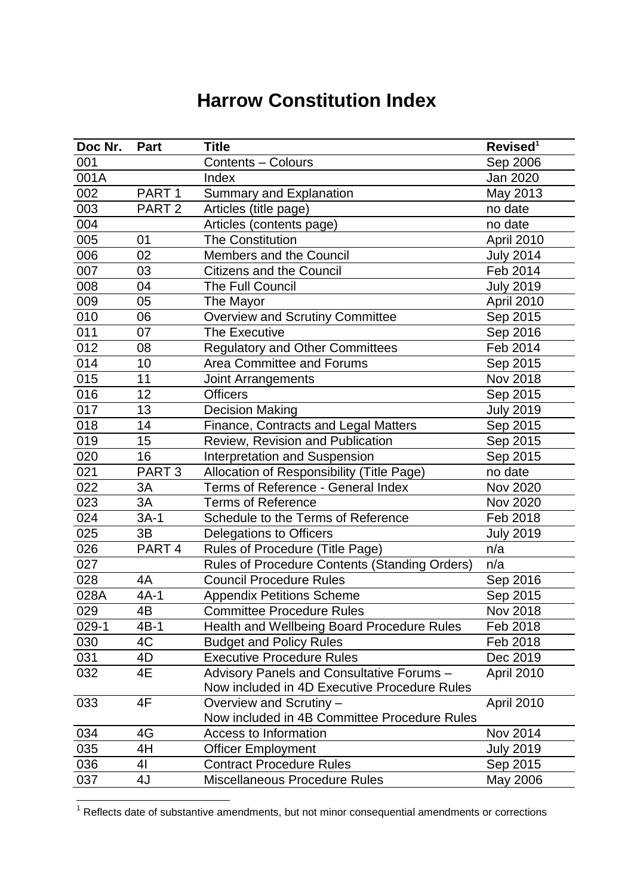# Harrow Constitution Index

| Doc Nr. | Part | Title | Revised[1] |
|---|---|---|---|
| 001 | | Contents – Colours | Sep 2006 |
| 001A | | Index | Jan 2020 |
| 002 | PART 1 | Summary and Explanation | May 2013 |
| 003 | PART 2 | Articles (title page) | no date |
| 004 | | Articles (contents page) | no date |
| 005 | 01 | The Constitution | April 2010 |
| 006 | 02 | Members and the Council | July 2014 |
| 007 | 03 | Citizens and the Council | Feb 2014 |
| 008 | 04 | The Full Council | July 2019 |
| 009 | 05 | The Mayor | April 2010 |
| 010 | 06 | Overview and Scrutiny Committee | Sep 2015 |
| 011 | 07 | The Executive | Sep 2016 |
| 012 | 08 | Regulatory and Other Committees | Feb 2014 |
| 014 | 10 | Area Committee and Forums | Sep 2015 |
| 015 | 11 | Joint Arrangements | Nov 2018 |
| 016 | 12 | Officers | Sep 2015 |
| 017 | 13 | Decision Making | July 2019 |
| 018 | 14 | Finance, Contracts and Legal Matters | Sep 2015 |
| 019 | 15 | Review, Revision and Publication | Sep 2015 |
| 020 | 16 | Interpretation and Suspension | Sep 2015 |
| 021 | PART 3 | Allocation of Responsibility (Title Page) | no date |
| 022 | 3A | Terms of Reference - General Index | Nov 2020 |
| 023 | 3A | Terms of Reference | Nov 2020 |
| 024 | 3A-1 | Schedule to the Terms of Reference | Feb 2018 |
| 025 | 3B | Delegations to Officers | July 2019 |
| 026 | PART 4 | Rules of Procedure (Title Page) | n/a |
| 027 | | Rules of Procedure Contents (Standing Orders) | n/a |
| 028 | 4A | Council Procedure Rules | Sep 2016 |
| 028A | 4A-1 | Appendix Petitions Scheme | Sep 2015 |
| 029 | 4B | Committee Procedure Rules | Nov 2018 |
| 029-1 | 4B-1 | Health and Wellbeing Board Procedure Rules | Feb 2018 |
| 030 | 4C | Budget and Policy Rules | Feb 2018 |
| 031 | 4D | Executive Procedure Rules | Dec 2019 |
| 032 | 4E | Advisory Panels and Consultative Forums – Now included in 4D Executive Procedure Rules | April 2010 |
| 033 | 4F | Overview and Scrutiny – Now included in 4B Committee Procedure Rules | April 2010 |
| 034 | 4G | Access to Information | Nov 2014 |
| 035 | 4H | Officer Employment | July 2019 |
| 036 | 4I | Contract Procedure Rules | Sep 2015 |
| 037 | 4J | Miscellaneous Procedure Rules | May 2006 |

[1] Reflects date of substantive amendments, but not minor consequential amendments or corrections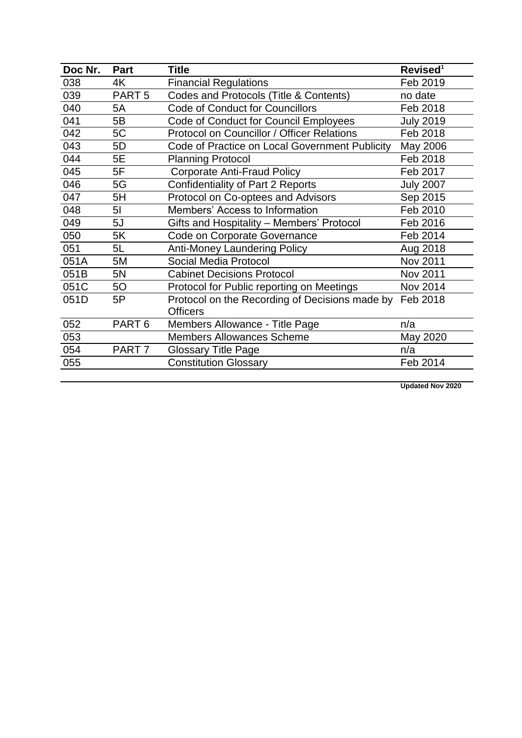| Doc Nr. | Part | Title | Revised[1] |
|---|---|---|---|
| 038 | 4K | Financial Regulations | Feb 2019 |
| 039 | PART 5 | Codes and Protocols (Title & Contents) | no date |
| 040 | 5A | Code of Conduct for Councillors | Feb 2018 |
| 041 | 5B | Code of Conduct for Council Employees | July 2019 |
| 042 | 5C | Protocol on Councillor / Officer Relations | Feb 2018 |
| 043 | 5D | Code of Practice on Local Government Publicity | May 2006 |
| 044 | 5E | Planning Protocol | Feb 2018 |
| 045 | 5F | Corporate Anti-Fraud Policy | Feb 2017 |
| 046 | 5G | Confidentiality of Part 2 Reports | July 2007 |
| 047 | 5H | Protocol on Co-optees and Advisors | Sep 2015 |
| 048 | 5I | Members' Access to Information | Feb 2010 |
| 049 | 5J | Gifts and Hospitality – Members' Protocol | Feb 2016 |
| 050 | 5K | Code on Corporate Governance | Feb 2014 |
| 051 | 5L | Anti-Money Laundering Policy | Aug 2018 |
| 051A | 5M | Social Media Protocol | Nov 2011 |
| 051B | 5N | Cabinet Decisions Protocol | Nov 2011 |
| 051C | 5O | Protocol for Public reporting on Meetings | Nov 2014 |
| 051D | 5P | Protocol on the Recording of Decisions made by Officers | Feb 2018 |
| 052 | PART 6 | Members Allowance - Title Page | n/a |
| 053 | | Members Allowances Scheme | May 2020 |
| 054 | PART 7 | Glossary Title Page | n/a |
| 055 | | Constitution Glossary | Feb 2014 |

**Updated Nov 2020**